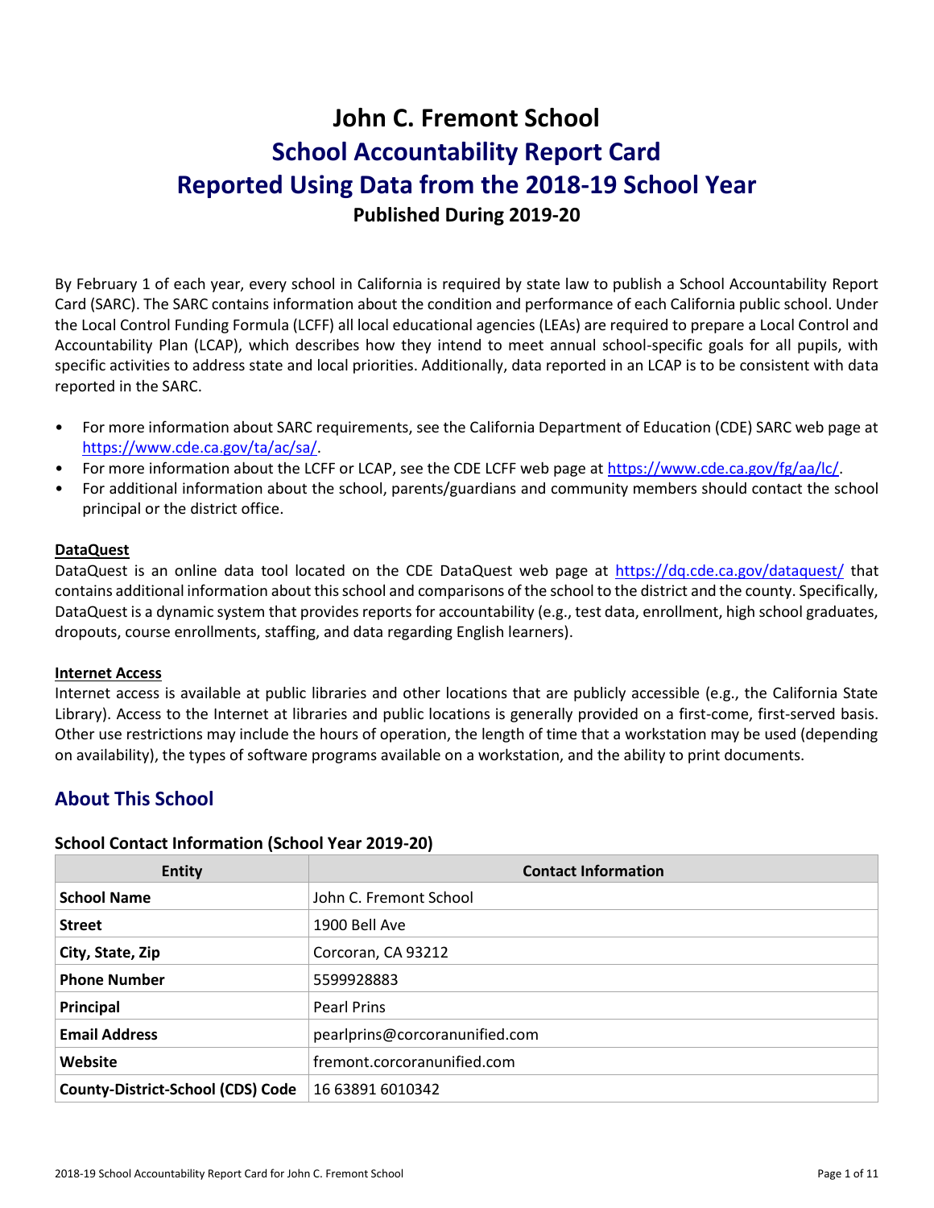# John C. Fremont School

## School Accountability Report Card

## Reported Using Data from the 2018-19 School Year

**Published During 2019-20**

By February 1 of each year, every school in California is required by state law to publish a School Accountability Report Card (SARC). The SARC contains information about the condition and performance of each California public school. Under the Local Control Funding Formula (LCFF) all local educational agencies (LEAs) are required to prepare a Local Control and Accountability Plan (LCAP), which describes how they intend to meet annual school-specific goals for all pupils, with specific activities to address state and local priorities. Additionally, data reported in an LCAP is to be consistent with data reported in the SARC.

- For more information about SARC requirements, see the California Department of Education (CDE) SARC web page at https://www.cde.ca.gov/ta/ac/sa/.
- For more information about the LCFF or LCAP, see the CDE LCFF web page at https://www.cde.ca.gov/fg/aa/lc/.
- For additional information about the school, parents/guardians and community members should contact the school principal or the district office.

**DataQuest**

DataQuest is an online data tool located on the CDE DataQuest web page at https://dq.cde.ca.gov/dataquest/ that contains additional information about this school and comparisons of the school to the district and the county. Specifically, DataQuest is a dynamic system that provides reports for accountability (e.g., test data, enrollment, high school graduates, dropouts, course enrollments, staffing, and data regarding English learners).

**Internet Access**

Internet access is available at public libraries and other locations that are publicly accessible (e.g., the California State Library). Access to the Internet at libraries and public locations is generally provided on a first-come, first-served basis. Other use restrictions may include the hours of operation, the length of time that a workstation may be used (depending on availability), the types of software programs available on a workstation, and the ability to print documents.

## About This School

### School Contact Information (School Year 2019-20)

| Entity | Contact Information |
|---|---|
| **School Name** | John C. Fremont School |
| **Street** | 1900 Bell Ave |
| **City, State, Zip** | Corcoran, CA 93212 |
| **Phone Number** | 5599928883 |
| **Principal** | Pearl Prins |
| **Email Address** | pearlprins@corcoranunified.com |
| **Website** | fremont.corcoranunified.com |
| **County-District-School (CDS) Code** | 16 63891 6010342 |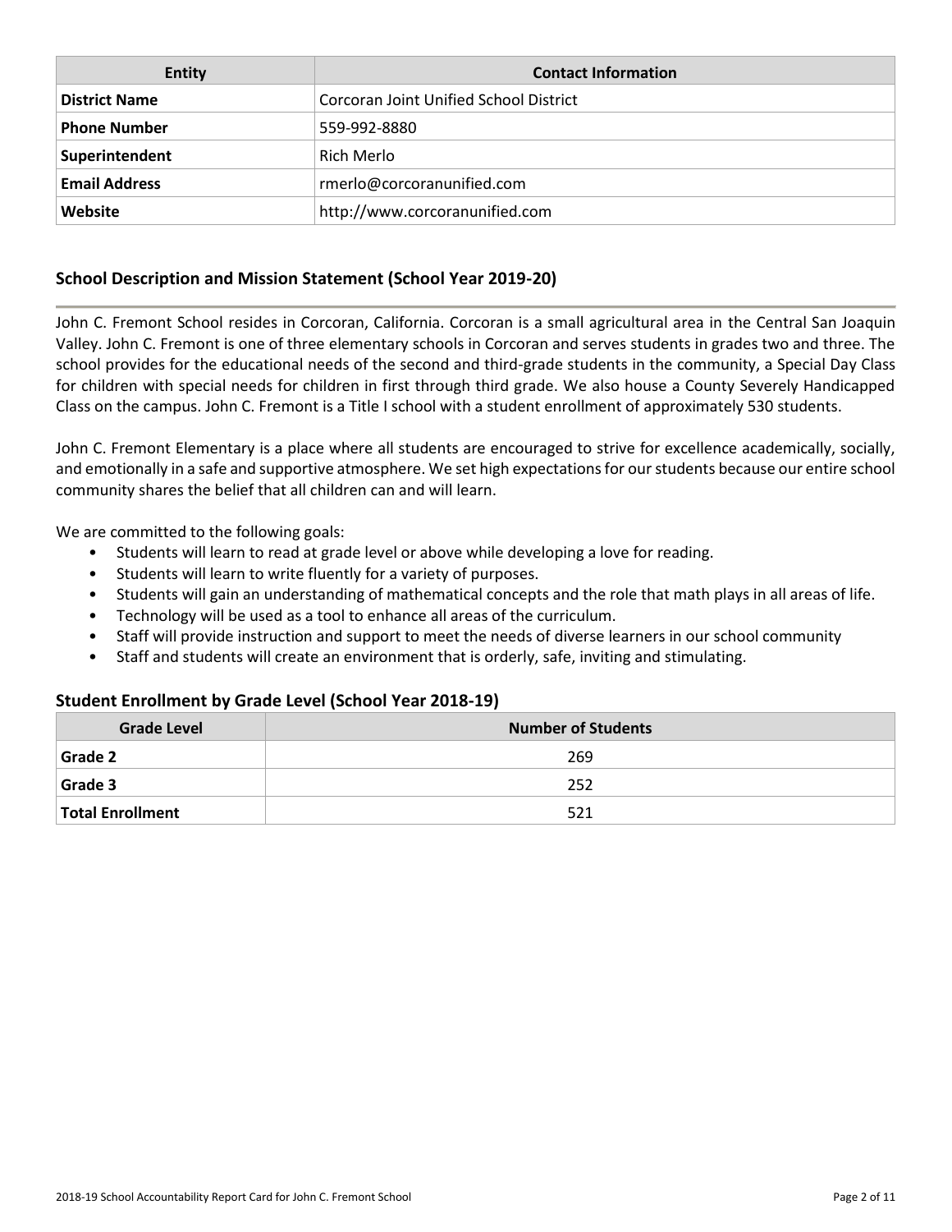| Entity | Contact Information |
| --- | --- |
| **District Name** | Corcoran Joint Unified School District |
| **Phone Number** | 559-992-8880 |
| **Superintendent** | Rich Merlo |
| **Email Address** | rmerlo@corcoranunified.com |
| **Website** | http://www.corcoranunified.com |

## School Description and Mission Statement (School Year 2019-20)

John C. Fremont School resides in Corcoran, California. Corcoran is a small agricultural area in the Central San Joaquin Valley. John C. Fremont is one of three elementary schools in Corcoran and serves students in grades two and three. The school provides for the educational needs of the second and third-grade students in the community, a Special Day Class for children with special needs for children in first through third grade. We also house a County Severely Handicapped Class on the campus. John C. Fremont is a Title I school with a student enrollment of approximately 530 students.

John C. Fremont Elementary is a place where all students are encouraged to strive for excellence academically, socially, and emotionally in a safe and supportive atmosphere. We set high expectations for our students because our entire school community shares the belief that all children can and will learn.

We are committed to the following goals:

- Students will learn to read at grade level or above while developing a love for reading.
- Students will learn to write fluently for a variety of purposes.
- Students will gain an understanding of mathematical concepts and the role that math plays in all areas of life.
- Technology will be used as a tool to enhance all areas of the curriculum.
- Staff will provide instruction and support to meet the needs of diverse learners in our school community
- Staff and students will create an environment that is orderly, safe, inviting and stimulating.

## Student Enrollment by Grade Level (School Year 2018-19)

| Grade Level | Number of Students |
| --- | --- |
| **Grade 2** | 269 |
| **Grade 3** | 252 |
| **Total Enrollment** | 521 |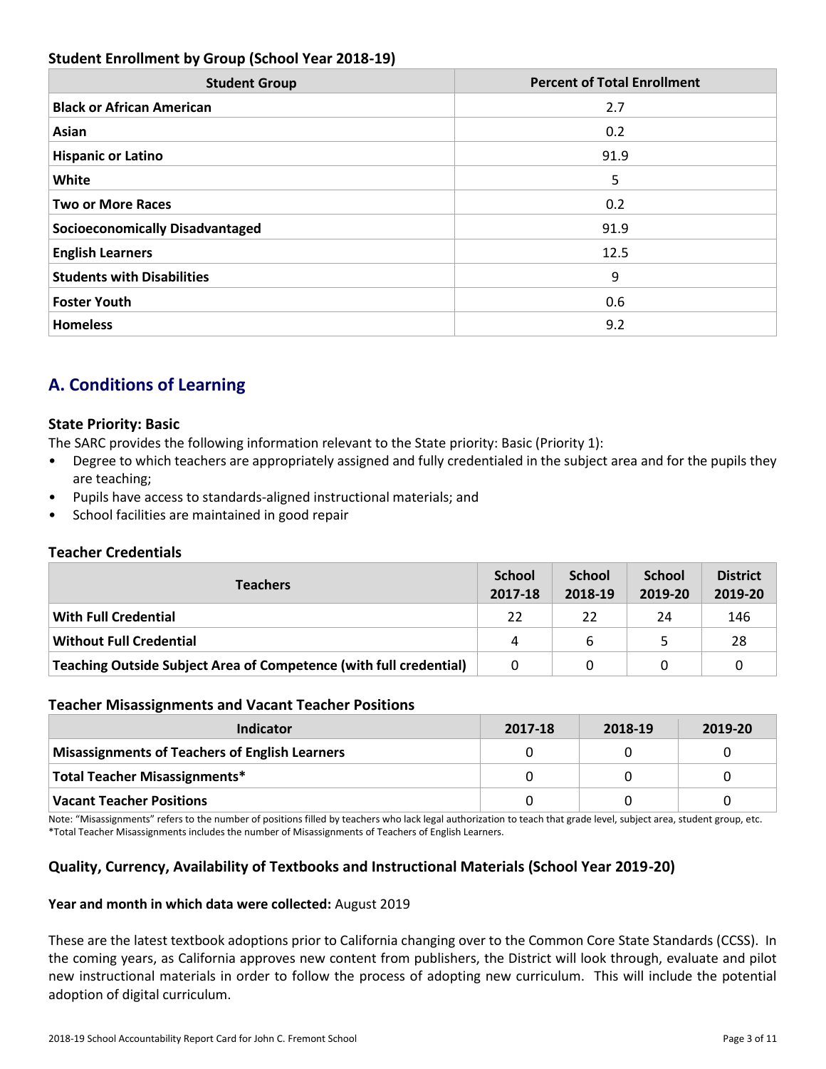### Student Enrollment by Group (School Year 2018-19)

| Student Group | Percent of Total Enrollment |
|---|---|
| **Black or African American** | 2.7 |
| **Asian** | 0.2 |
| **Hispanic or Latino** | 91.9 |
| **White** | 5 |
| **Two or More Races** | 0.2 |
| **Socioeconomically Disadvantaged** | 91.9 |
| **English Learners** | 12.5 |
| **Students with Disabilities** | 9 |
| **Foster Youth** | 0.6 |
| **Homeless** | 9.2 |

## A. Conditions of Learning

### State Priority: Basic

The SARC provides the following information relevant to the State priority: Basic (Priority 1):

- Degree to which teachers are appropriately assigned and fully credentialed in the subject area and for the pupils they are teaching;
- Pupils have access to standards-aligned instructional materials; and
- School facilities are maintained in good repair

### Teacher Credentials

| Teachers | School 2017-18 | School 2018-19 | School 2019-20 | District 2019-20 |
|---|---|---|---|---|
| **With Full Credential** | 22 | 22 | 24 | 146 |
| **Without Full Credential** | 4 | 6 | 5 | 28 |
| **Teaching Outside Subject Area of Competence (with full credential)** | 0 | 0 | 0 | 0 |

### Teacher Misassignments and Vacant Teacher Positions

| Indicator | 2017-18 | 2018-19 | 2019-20 |
|---|---|---|---|
| **Misassignments of Teachers of English Learners** | 0 | 0 | 0 |
| **Total Teacher Misassignments*** | 0 | 0 | 0 |
| **Vacant Teacher Positions** | 0 | 0 | 0 |

Note: "Misassignments" refers to the number of positions filled by teachers who lack legal authorization to teach that grade level, subject area, student group, etc.
*Total Teacher Misassignments includes the number of Misassignments of Teachers of English Learners.

### Quality, Currency, Availability of Textbooks and Instructional Materials (School Year 2019-20)

**Year and month in which data were collected:** August 2019

These are the latest textbook adoptions prior to California changing over to the Common Core State Standards (CCSS). In the coming years, as California approves new content from publishers, the District will look through, evaluate and pilot new instructional materials in order to follow the process of adopting new curriculum. This will include the potential adoption of digital curriculum.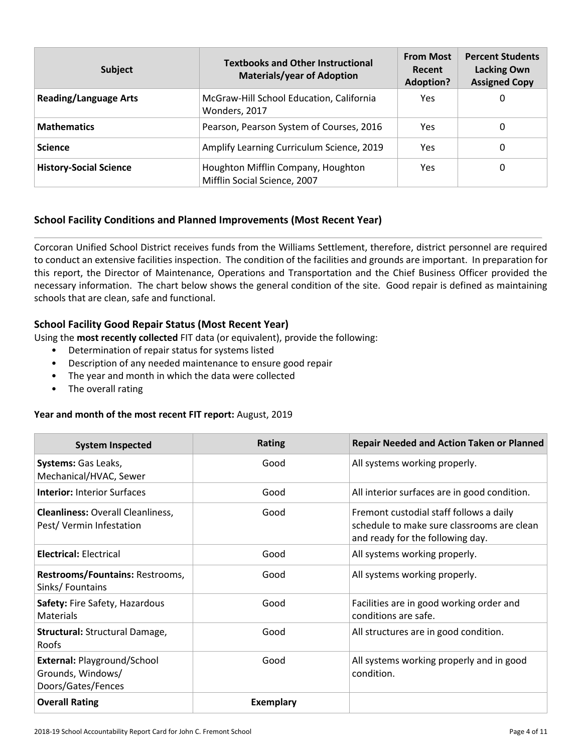| Subject | Textbooks and Other Instructional Materials/year of Adoption | From Most Recent Adoption? | Percent Students Lacking Own Assigned Copy |
|---|---|---|---|
| **Reading/Language Arts** | McGraw-Hill School Education, California Wonders, 2017 | Yes | 0 |
| **Mathematics** | Pearson, Pearson System of Courses, 2016 | Yes | 0 |
| **Science** | Amplify Learning Curriculum Science, 2019 | Yes | 0 |
| **History-Social Science** | Houghton Mifflin Company, Houghton Mifflin Social Science, 2007 | Yes | 0 |

## School Facility Conditions and Planned Improvements (Most Recent Year)

Corcoran Unified School District receives funds from the Williams Settlement, therefore, district personnel are required to conduct an extensive facilities inspection. The condition of the facilities and grounds are important. In preparation for this report, the Director of Maintenance, Operations and Transportation and the Chief Business Officer provided the necessary information. The chart below shows the general condition of the site. Good repair is defined as maintaining schools that are clean, safe and functional.

### School Facility Good Repair Status (Most Recent Year)

Using the **most recently collected** FIT data (or equivalent), provide the following:

- Determination of repair status for systems listed
- Description of any needed maintenance to ensure good repair
- The year and month in which the data were collected
- The overall rating

**Year and month of the most recent FIT report:** August, 2019

| System Inspected | Rating | Repair Needed and Action Taken or Planned |
|---|---|---|
| **Systems:** Gas Leaks, Mechanical/HVAC, Sewer | Good | All systems working properly. |
| **Interior:** Interior Surfaces | Good | All interior surfaces are in good condition. |
| **Cleanliness:** Overall Cleanliness, Pest/ Vermin Infestation | Good | Fremont custodial staff follows a daily schedule to make sure classrooms are clean and ready for the following day. |
| **Electrical:** Electrical | Good | All systems working properly. |
| **Restrooms/Fountains:** Restrooms, Sinks/ Fountains | Good | All systems working properly. |
| **Safety:** Fire Safety, Hazardous Materials | Good | Facilities are in good working order and conditions are safe. |
| **Structural:** Structural Damage, Roofs | Good | All structures are in good condition. |
| **External:** Playground/School Grounds, Windows/ Doors/Gates/Fences | Good | All systems working properly and in good condition. |
| **Overall Rating** | **Exemplary** | |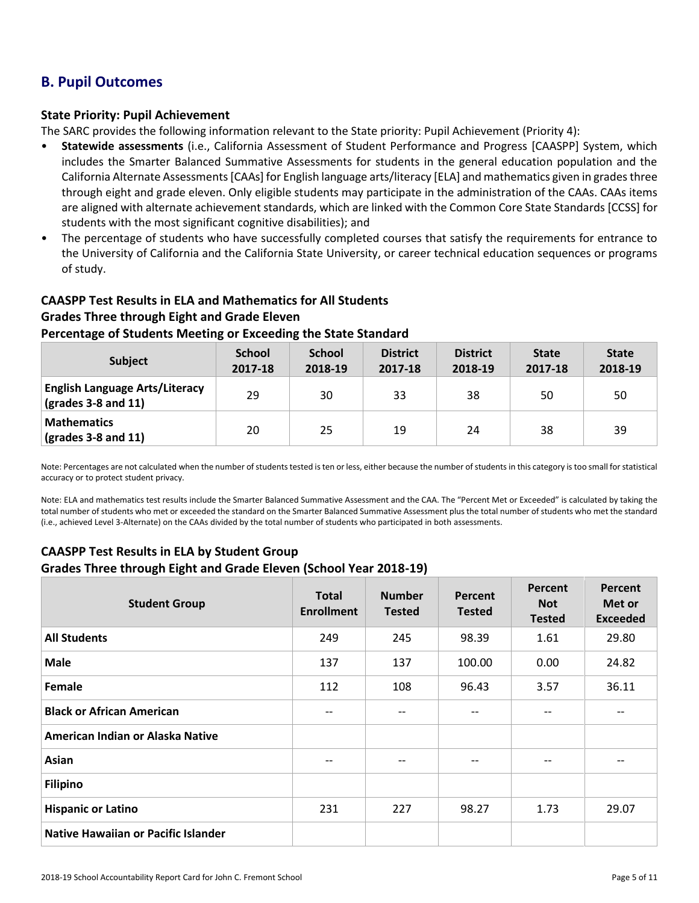## B. Pupil Outcomes

### State Priority: Pupil Achievement

The SARC provides the following information relevant to the State priority: Pupil Achievement (Priority 4):

- **Statewide assessments** (i.e., California Assessment of Student Performance and Progress [CAASPP] System, which includes the Smarter Balanced Summative Assessments for students in the general education population and the California Alternate Assessments [CAAs] for English language arts/literacy [ELA] and mathematics given in grades three through eight and grade eleven. Only eligible students may participate in the administration of the CAAs. CAAs items are aligned with alternate achievement standards, which are linked with the Common Core State Standards [CCSS] for students with the most significant cognitive disabilities); and
- The percentage of students who have successfully completed courses that satisfy the requirements for entrance to the University of California and the California State University, or career technical education sequences or programs of study.

### CAASPP Test Results in ELA and Mathematics for All Students
### Grades Three through Eight and Grade Eleven
### Percentage of Students Meeting or Exceeding the State Standard

| Subject | School 2017-18 | School 2018-19 | District 2017-18 | District 2018-19 | State 2017-18 | State 2018-19 |
|---|---|---|---|---|---|---|
| **English Language Arts/Literacy (grades 3-8 and 11)** | 29 | 30 | 33 | 38 | 50 | 50 |
| **Mathematics (grades 3-8 and 11)** | 20 | 25 | 19 | 24 | 38 | 39 |

Note: Percentages are not calculated when the number of students tested is ten or less, either because the number of students in this category is too small for statistical accuracy or to protect student privacy.

Note: ELA and mathematics test results include the Smarter Balanced Summative Assessment and the CAA. The "Percent Met or Exceeded" is calculated by taking the total number of students who met or exceeded the standard on the Smarter Balanced Summative Assessment plus the total number of students who met the standard (i.e., achieved Level 3-Alternate) on the CAAs divided by the total number of students who participated in both assessments.

### CAASPP Test Results in ELA by Student Group
### Grades Three through Eight and Grade Eleven (School Year 2018-19)

| Student Group | Total Enrollment | Number Tested | Percent Tested | Percent Not Tested | Percent Met or Exceeded |
|---|---|---|---|---|---|
| **All Students** | 249 | 245 | 98.39 | 1.61 | 29.80 |
| **Male** | 137 | 137 | 100.00 | 0.00 | 24.82 |
| **Female** | 112 | 108 | 96.43 | 3.57 | 36.11 |
| **Black or African American** | -- | -- | -- | -- | -- |
| **American Indian or Alaska Native** | | | | | |
| **Asian** | -- | -- | -- | -- | -- |
| **Filipino** | | | | | |
| **Hispanic or Latino** | 231 | 227 | 98.27 | 1.73 | 29.07 |
| **Native Hawaiian or Pacific Islander** | | | | | |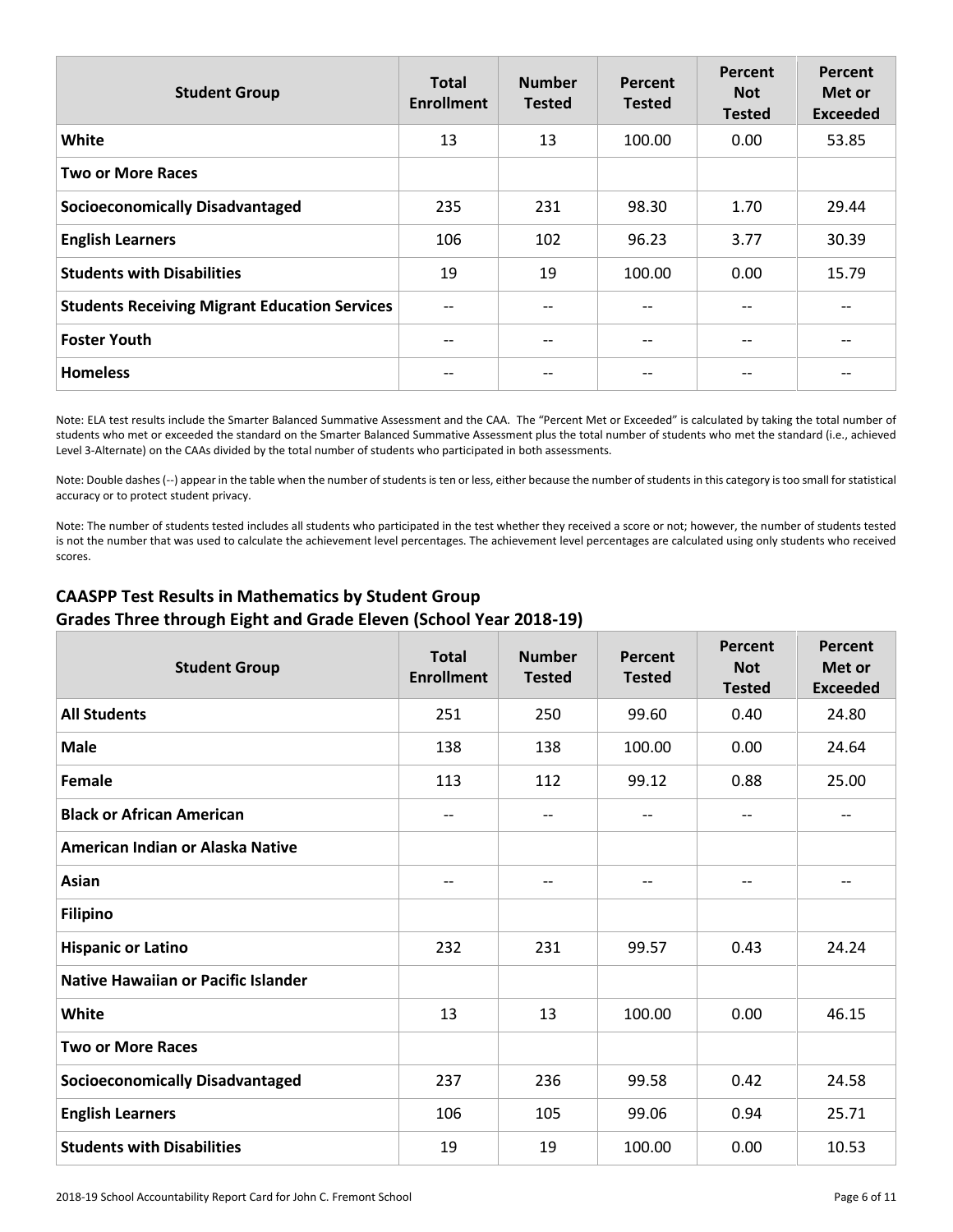| Student Group | Total Enrollment | Number Tested | Percent Tested | Percent Not Tested | Percent Met or Exceeded |
|---|---|---|---|---|---|
| **White** | 13 | 13 | 100.00 | 0.00 | 53.85 |
| **Two or More Races** | | | | | |
| **Socioeconomically Disadvantaged** | 235 | 231 | 98.30 | 1.70 | 29.44 |
| **English Learners** | 106 | 102 | 96.23 | 3.77 | 30.39 |
| **Students with Disabilities** | 19 | 19 | 100.00 | 0.00 | 15.79 |
| **Students Receiving Migrant Education Services** | -- | -- | -- | -- | -- |
| **Foster Youth** | -- | -- | -- | -- | -- |
| **Homeless** | -- | -- | -- | -- | -- |

Note: ELA test results include the Smarter Balanced Summative Assessment and the CAA. The "Percent Met or Exceeded" is calculated by taking the total number of students who met or exceeded the standard on the Smarter Balanced Summative Assessment plus the total number of students who met the standard (i.e., achieved Level 3-Alternate) on the CAAs divided by the total number of students who participated in both assessments.

Note: Double dashes (--) appear in the table when the number of students is ten or less, either because the number of students in this category is too small for statistical accuracy or to protect student privacy.

Note: The number of students tested includes all students who participated in the test whether they received a score or not; however, the number of students tested is not the number that was used to calculate the achievement level percentages. The achievement level percentages are calculated using only students who received scores.

## CAASPP Test Results in Mathematics by Student Group
## Grades Three through Eight and Grade Eleven (School Year 2018-19)

| Student Group | Total Enrollment | Number Tested | Percent Tested | Percent Not Tested | Percent Met or Exceeded |
|---|---|---|---|---|---|
| **All Students** | 251 | 250 | 99.60 | 0.40 | 24.80 |
| **Male** | 138 | 138 | 100.00 | 0.00 | 24.64 |
| **Female** | 113 | 112 | 99.12 | 0.88 | 25.00 |
| **Black or African American** | -- | -- | -- | -- | -- |
| **American Indian or Alaska Native** | | | | | |
| **Asian** | -- | -- | -- | -- | -- |
| **Filipino** | | | | | |
| **Hispanic or Latino** | 232 | 231 | 99.57 | 0.43 | 24.24 |
| **Native Hawaiian or Pacific Islander** | | | | | |
| **White** | 13 | 13 | 100.00 | 0.00 | 46.15 |
| **Two or More Races** | | | | | |
| **Socioeconomically Disadvantaged** | 237 | 236 | 99.58 | 0.42 | 24.58 |
| **English Learners** | 106 | 105 | 99.06 | 0.94 | 25.71 |
| **Students with Disabilities** | 19 | 19 | 100.00 | 0.00 | 10.53 |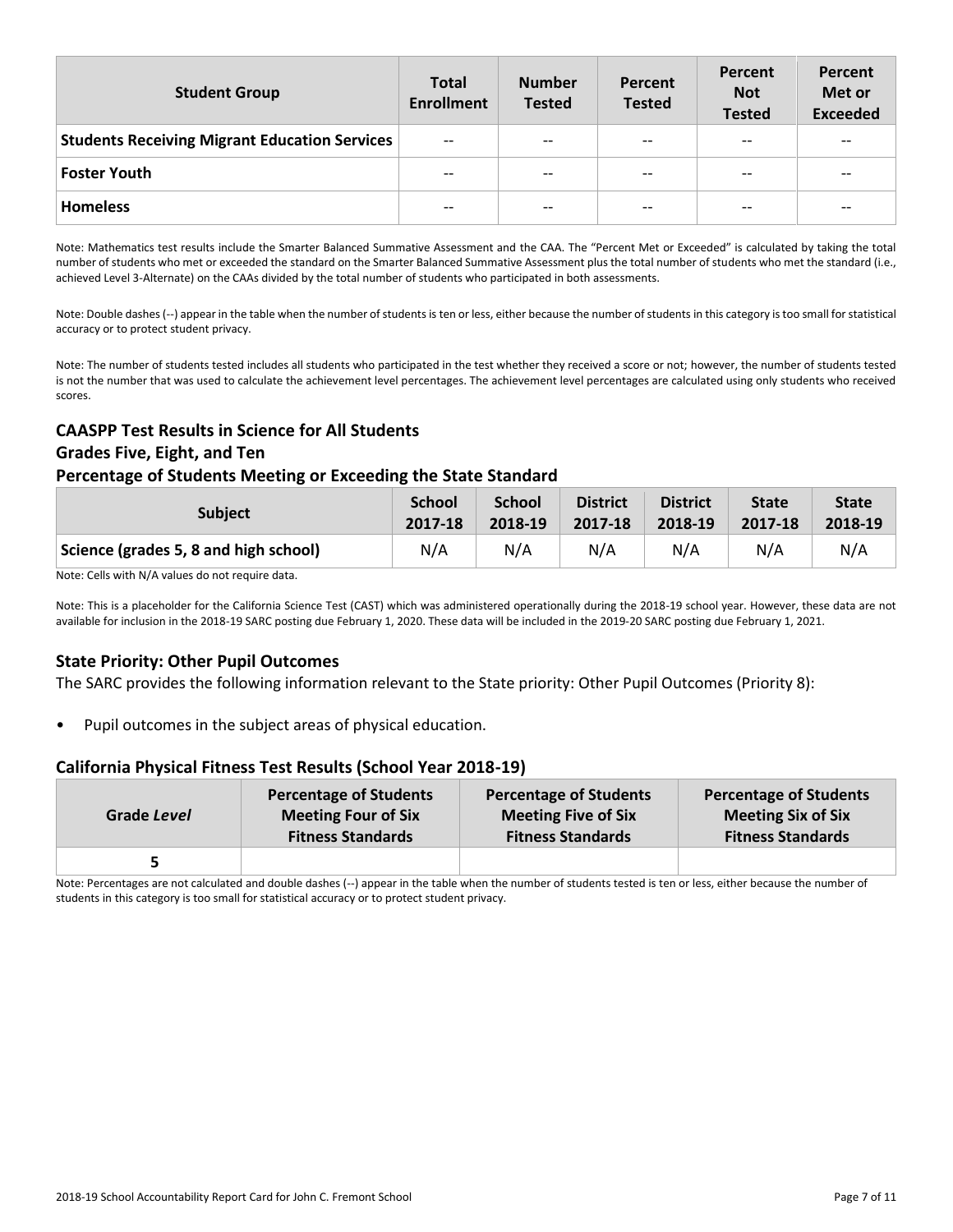| Student Group | Total Enrollment | Number Tested | Percent Tested | Percent Not Tested | Percent Met or Exceeded |
|---|---|---|---|---|---|
| Students Receiving Migrant Education Services | -- | -- | -- | -- | -- |
| Foster Youth | -- | -- | -- | -- | -- |
| Homeless | -- | -- | -- | -- | -- |

Note: Mathematics test results include the Smarter Balanced Summative Assessment and the CAA. The "Percent Met or Exceeded" is calculated by taking the total number of students who met or exceeded the standard on the Smarter Balanced Summative Assessment plus the total number of students who met the standard (i.e., achieved Level 3-Alternate) on the CAAs divided by the total number of students who participated in both assessments.

Note: Double dashes (--) appear in the table when the number of students is ten or less, either because the number of students in this category is too small for statistical accuracy or to protect student privacy.

Note: The number of students tested includes all students who participated in the test whether they received a score or not; however, the number of students tested is not the number that was used to calculate the achievement level percentages. The achievement level percentages are calculated using only students who received scores.

### CAASPP Test Results in Science for All Students
### Grades Five, Eight, and Ten
### Percentage of Students Meeting or Exceeding the State Standard

| Subject | School 2017-18 | School 2018-19 | District 2017-18 | District 2018-19 | State 2017-18 | State 2018-19 |
|---|---|---|---|---|---|---|
| Science (grades 5, 8 and high school) | N/A | N/A | N/A | N/A | N/A | N/A |

Note: Cells with N/A values do not require data.

Note: This is a placeholder for the California Science Test (CAST) which was administered operationally during the 2018-19 school year. However, these data are not available for inclusion in the 2018-19 SARC posting due February 1, 2020. These data will be included in the 2019-20 SARC posting due February 1, 2021.

### State Priority: Other Pupil Outcomes

The SARC provides the following information relevant to the State priority: Other Pupil Outcomes (Priority 8):

- Pupil outcomes in the subject areas of physical education.

### California Physical Fitness Test Results (School Year 2018-19)

| Grade *Level* | Percentage of Students Meeting Four of Six Fitness Standards | Percentage of Students Meeting Five of Six Fitness Standards | Percentage of Students Meeting Six of Six Fitness Standards |
|---|---|---|---|
| 5 | | | |

Note: Percentages are not calculated and double dashes (--) appear in the table when the number of students tested is ten or less, either because the number of students in this category is too small for statistical accuracy or to protect student privacy.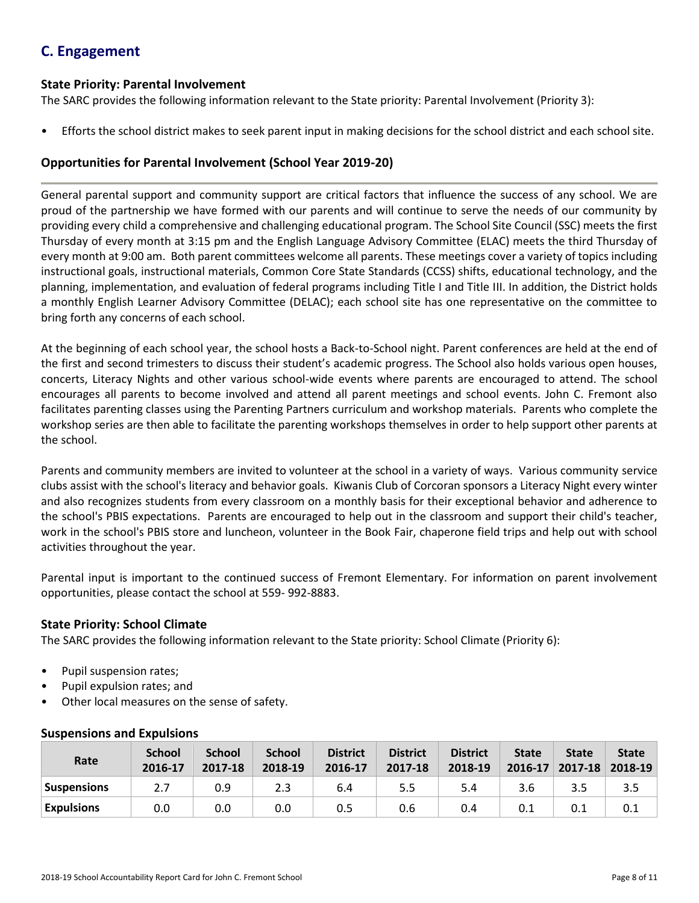## C. Engagement

### State Priority: Parental Involvement

The SARC provides the following information relevant to the State priority: Parental Involvement (Priority 3):

- Efforts the school district makes to seek parent input in making decisions for the school district and each school site.

### Opportunities for Parental Involvement (School Year 2019-20)

General parental support and community support are critical factors that influence the success of any school. We are proud of the partnership we have formed with our parents and will continue to serve the needs of our community by providing every child a comprehensive and challenging educational program. The School Site Council (SSC) meets the first Thursday of every month at 3:15 pm and the English Language Advisory Committee (ELAC) meets the third Thursday of every month at 9:00 am. Both parent committees welcome all parents. These meetings cover a variety of topics including instructional goals, instructional materials, Common Core State Standards (CCSS) shifts, educational technology, and the planning, implementation, and evaluation of federal programs including Title I and Title III. In addition, the District holds a monthly English Learner Advisory Committee (DELAC); each school site has one representative on the committee to bring forth any concerns of each school.

At the beginning of each school year, the school hosts a Back-to-School night. Parent conferences are held at the end of the first and second trimesters to discuss their student's academic progress. The School also holds various open houses, concerts, Literacy Nights and other various school-wide events where parents are encouraged to attend. The school encourages all parents to become involved and attend all parent meetings and school events. John C. Fremont also facilitates parenting classes using the Parenting Partners curriculum and workshop materials. Parents who complete the workshop series are then able to facilitate the parenting workshops themselves in order to help support other parents at the school.

Parents and community members are invited to volunteer at the school in a variety of ways. Various community service clubs assist with the school's literacy and behavior goals. Kiwanis Club of Corcoran sponsors a Literacy Night every winter and also recognizes students from every classroom on a monthly basis for their exceptional behavior and adherence to the school's PBIS expectations. Parents are encouraged to help out in the classroom and support their child's teacher, work in the school's PBIS store and luncheon, volunteer in the Book Fair, chaperone field trips and help out with school activities throughout the year.

Parental input is important to the continued success of Fremont Elementary. For information on parent involvement opportunities, please contact the school at 559- 992-8883.

### State Priority: School Climate

The SARC provides the following information relevant to the State priority: School Climate (Priority 6):

- Pupil suspension rates;
- Pupil expulsion rates; and
- Other local measures on the sense of safety.

**Suspensions and Expulsions**

| Rate | School 2016-17 | School 2017-18 | School 2018-19 | District 2016-17 | District 2017-18 | District 2018-19 | State 2016-17 | State 2017-18 | State 2018-19 |
|---|---|---|---|---|---|---|---|---|---|
| **Suspensions** | 2.7 | 0.9 | 2.3 | 6.4 | 5.5 | 5.4 | 3.6 | 3.5 | 3.5 |
| **Expulsions** | 0.0 | 0.0 | 0.0 | 0.5 | 0.6 | 0.4 | 0.1 | 0.1 | 0.1 |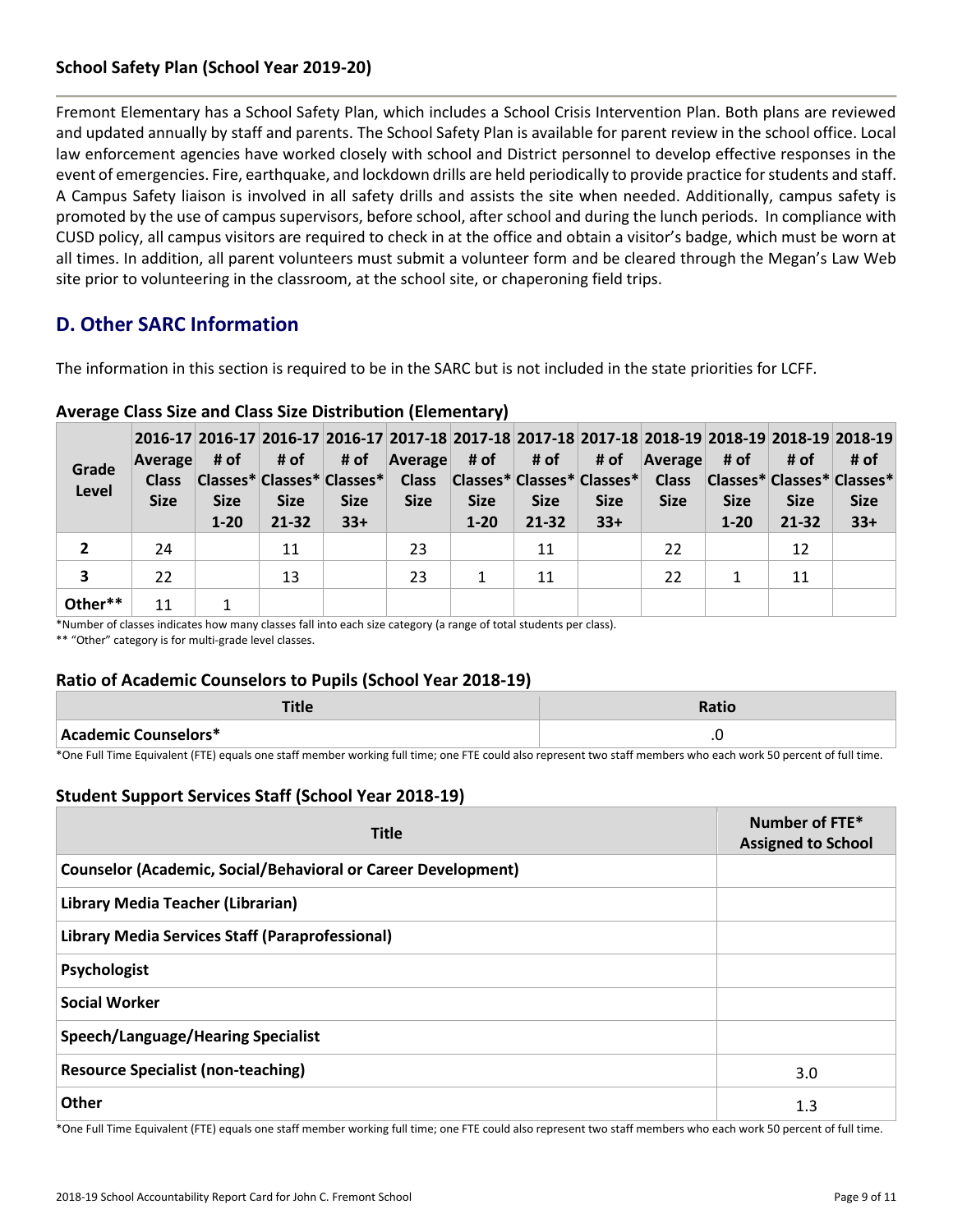### School Safety Plan (School Year 2019-20)

Fremont Elementary has a School Safety Plan, which includes a School Crisis Intervention Plan. Both plans are reviewed and updated annually by staff and parents. The School Safety Plan is available for parent review in the school office. Local law enforcement agencies have worked closely with school and District personnel to develop effective responses in the event of emergencies. Fire, earthquake, and lockdown drills are held periodically to provide practice for students and staff. A Campus Safety liaison is involved in all safety drills and assists the site when needed. Additionally, campus safety is promoted by the use of campus supervisors, before school, after school and during the lunch periods. In compliance with CUSD policy, all campus visitors are required to check in at the office and obtain a visitor's badge, which must be worn at all times. In addition, all parent volunteers must submit a volunteer form and be cleared through the Megan's Law Web site prior to volunteering in the classroom, at the school site, or chaperoning field trips.

## D. Other SARC Information

The information in this section is required to be in the SARC but is not included in the state priorities for LCFF.

### Average Class Size and Class Size Distribution (Elementary)

| Grade Level | 2016-17 Average Class Size | 2016-17 # of Classes* Size 1-20 | 2016-17 # of Classes* Size 21-32 | 2016-17 # of Classes* Size 33+ | 2017-18 Average Class Size | 2017-18 # of Classes* Size 1-20 | 2017-18 # of Classes* Size 21-32 | 2017-18 # of Classes* Size 33+ | 2018-19 Average Class Size | 2018-19 # of Classes* Size 1-20 | 2018-19 # of Classes* Size 21-32 | 2018-19 # of Classes* Size 33+ |
|---|---|---|---|---|---|---|---|---|---|---|---|---|
| 2 | 24 | | 11 | | 23 | | 11 | | 22 | | 12 | |
| 3 | 22 | | 13 | | 23 | 1 | 11 | | 22 | 1 | 11 | |
| Other** | 11 | 1 | | | | | | | | | | |

*Number of classes indicates how many classes fall into each size category (a range of total students per class).

** "Other" category is for multi-grade level classes.

### Ratio of Academic Counselors to Pupils (School Year 2018-19)

| Title | Ratio |
|---|---|
| Academic Counselors* | .0 |

*One Full Time Equivalent (FTE) equals one staff member working full time; one FTE could also represent two staff members who each work 50 percent of full time.

### Student Support Services Staff (School Year 2018-19)

| Title | Number of FTE* Assigned to School |
|---|---|
| Counselor (Academic, Social/Behavioral or Career Development) | |
| Library Media Teacher (Librarian) | |
| Library Media Services Staff (Paraprofessional) | |
| Psychologist | |
| Social Worker | |
| Speech/Language/Hearing Specialist | |
| Resource Specialist (non-teaching) | 3.0 |
| Other | 1.3 |

*One Full Time Equivalent (FTE) equals one staff member working full time; one FTE could also represent two staff members who each work 50 percent of full time.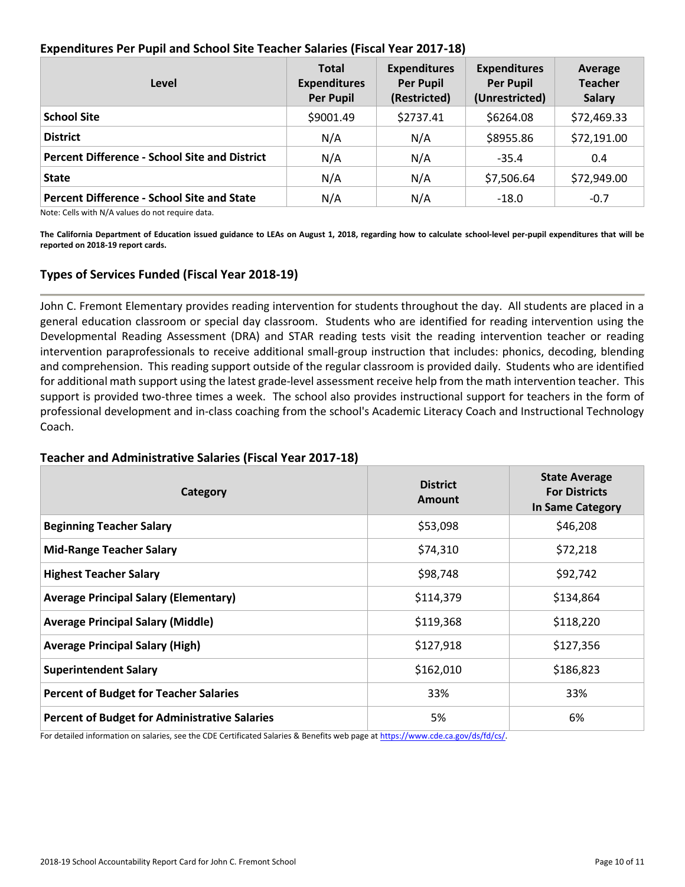### Expenditures Per Pupil and School Site Teacher Salaries (Fiscal Year 2017-18)

| Level | Total Expenditures Per Pupil | Expenditures Per Pupil (Restricted) | Expenditures Per Pupil (Unrestricted) | Average Teacher Salary |
|---|---|---|---|---|
| **School Site** | $9001.49 | $2737.41 | $6264.08 | $72,469.33 |
| **District** | N/A | N/A | $8955.86 | $72,191.00 |
| **Percent Difference - School Site and District** | N/A | N/A | -35.4 | 0.4 |
| **State** | N/A | N/A | $7,506.64 | $72,949.00 |
| **Percent Difference - School Site and State** | N/A | N/A | -18.0 | -0.7 |

Note: Cells with N/A values do not require data.

**The California Department of Education issued guidance to LEAs on August 1, 2018, regarding how to calculate school-level per-pupil expenditures that will be reported on 2018-19 report cards.**

### Types of Services Funded (Fiscal Year 2018-19)

John C. Fremont Elementary provides reading intervention for students throughout the day. All students are placed in a general education classroom or special day classroom. Students who are identified for reading intervention using the Developmental Reading Assessment (DRA) and STAR reading tests visit the reading intervention teacher or reading intervention paraprofessionals to receive additional small-group instruction that includes: phonics, decoding, blending and comprehension. This reading support outside of the regular classroom is provided daily. Students who are identified for additional math support using the latest grade-level assessment receive help from the math intervention teacher. This support is provided two-three times a week. The school also provides instructional support for teachers in the form of professional development and in-class coaching from the school's Academic Literacy Coach and Instructional Technology Coach.

### Teacher and Administrative Salaries (Fiscal Year 2017-18)

| Category | District Amount | State Average For Districts In Same Category |
|---|---|---|
| **Beginning Teacher Salary** | $53,098 | $46,208 |
| **Mid-Range Teacher Salary** | $74,310 | $72,218 |
| **Highest Teacher Salary** | $98,748 | $92,742 |
| **Average Principal Salary (Elementary)** | $114,379 | $134,864 |
| **Average Principal Salary (Middle)** | $119,368 | $118,220 |
| **Average Principal Salary (High)** | $127,918 | $127,356 |
| **Superintendent Salary** | $162,010 | $186,823 |
| **Percent of Budget for Teacher Salaries** | 33% | 33% |
| **Percent of Budget for Administrative Salaries** | 5% | 6% |

For detailed information on salaries, see the CDE Certificated Salaries & Benefits web page at https://www.cde.ca.gov/ds/fd/cs/.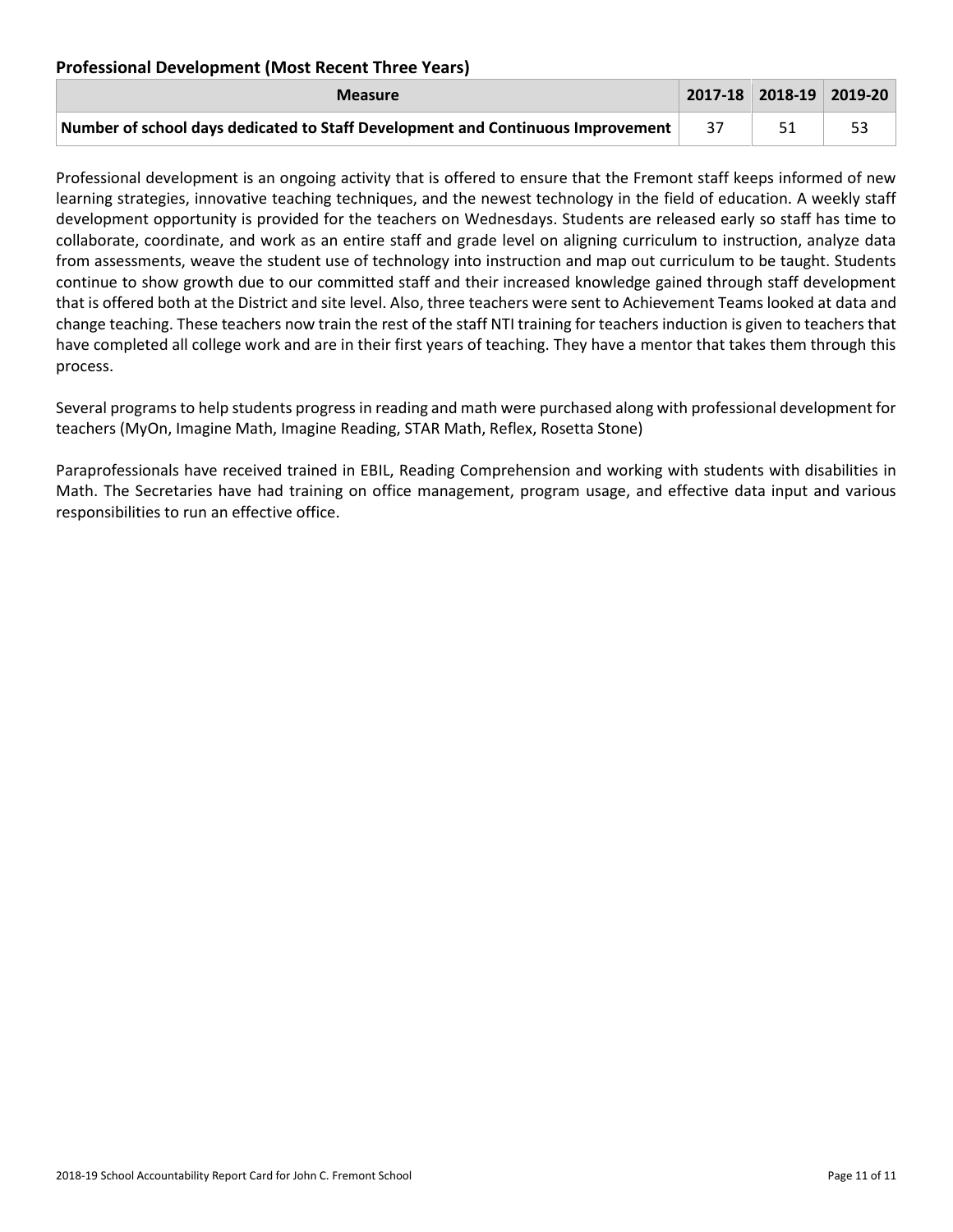### Professional Development (Most Recent Three Years)

| Measure | 2017-18 | 2018-19 | 2019-20 |
|---|---|---|---|
| Number of school days dedicated to Staff Development and Continuous Improvement | 37 | 51 | 53 |

Professional development is an ongoing activity that is offered to ensure that the Fremont staff keeps informed of new learning strategies, innovative teaching techniques, and the newest technology in the field of education. A weekly staff development opportunity is provided for the teachers on Wednesdays. Students are released early so staff has time to collaborate, coordinate, and work as an entire staff and grade level on aligning curriculum to instruction, analyze data from assessments, weave the student use of technology into instruction and map out curriculum to be taught. Students continue to show growth due to our committed staff and their increased knowledge gained through staff development that is offered both at the District and site level. Also, three teachers were sent to Achievement Teams looked at data and change teaching. These teachers now train the rest of the staff NTI training for teachers induction is given to teachers that have completed all college work and are in their first years of teaching. They have a mentor that takes them through this process.

Several programs to help students progress in reading and math were purchased along with professional development for teachers (MyOn, Imagine Math, Imagine Reading, STAR Math, Reflex, Rosetta Stone)

Paraprofessionals have received trained in EBIL, Reading Comprehension and working with students with disabilities in Math. The Secretaries have had training on office management, program usage, and effective data input and various responsibilities to run an effective office.